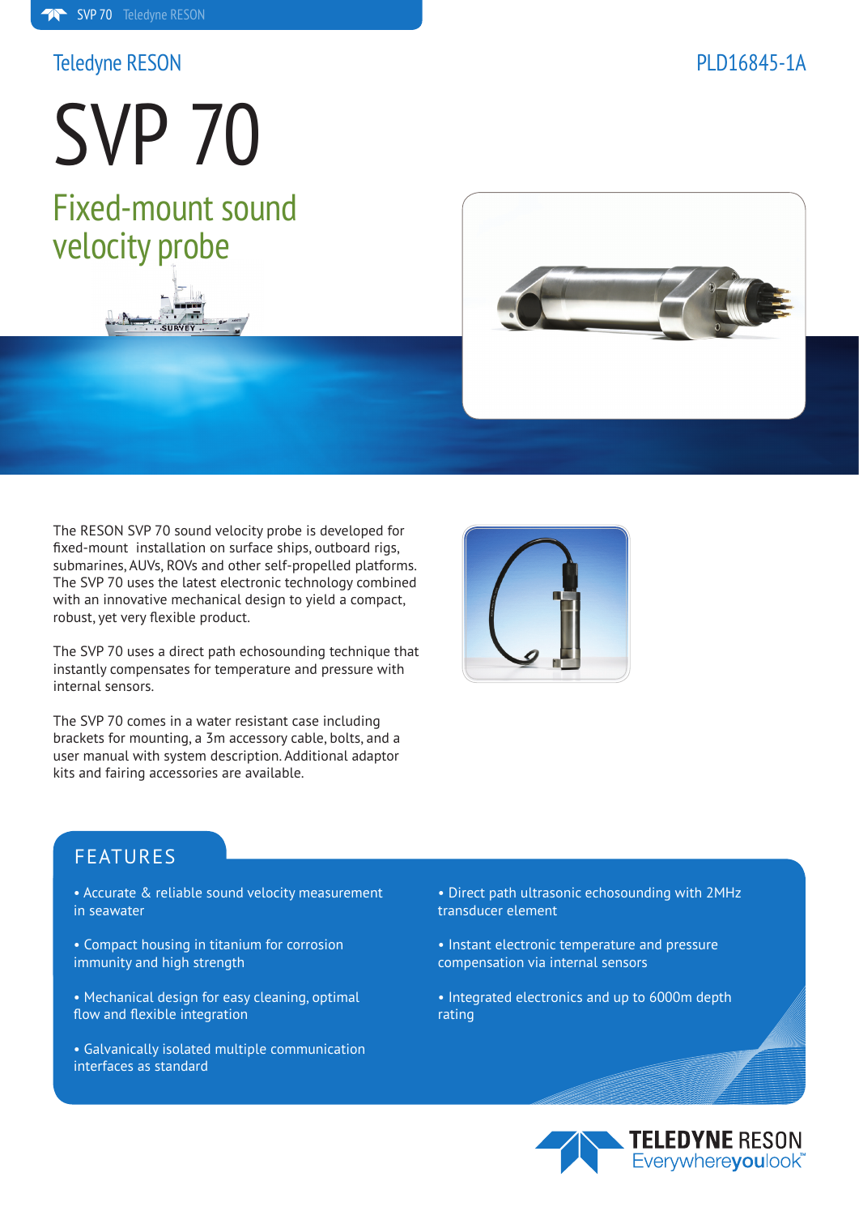Teledyne RESON

PLD16845-1A

# SVP 70

## Fixed-mount sound velocity probe

The RESON SVP 70 sound velocity probe is developed for fixed-mount installation on surface ships, outboard rigs, submarines, AUVs, ROVs and other self-propelled platforms. The SVP 70 uses the latest electronic technology combined with an innovative mechanical design to yield a compact, robust, yet very flexible product.

The SVP 70 uses a direct path echosounding technique that instantly compensates for temperature and pressure with internal sensors.

The SVP 70 comes in a water resistant case including brackets for mounting, a 3m accessory cable, bolts, and a user manual with system description. Additional adaptor kits and fairing accessories are available.

## FEATURES

- Accurate & reliable sound velocity measurement in seawater
- Compact housing in titanium for corrosion immunity and high strength
- Mechanical design for easy cleaning, optimal flow and flexible integration
- Galvanically isolated multiple communication interfaces as standard
- Direct path ultrasonic echosounding with 2MHz transducer element
- Instant electronic temperature and pressure compensation via internal sensors
- Integrated electronics and up to 6000m depth rating

TELEDYNE RESON
Everywhereyoulook™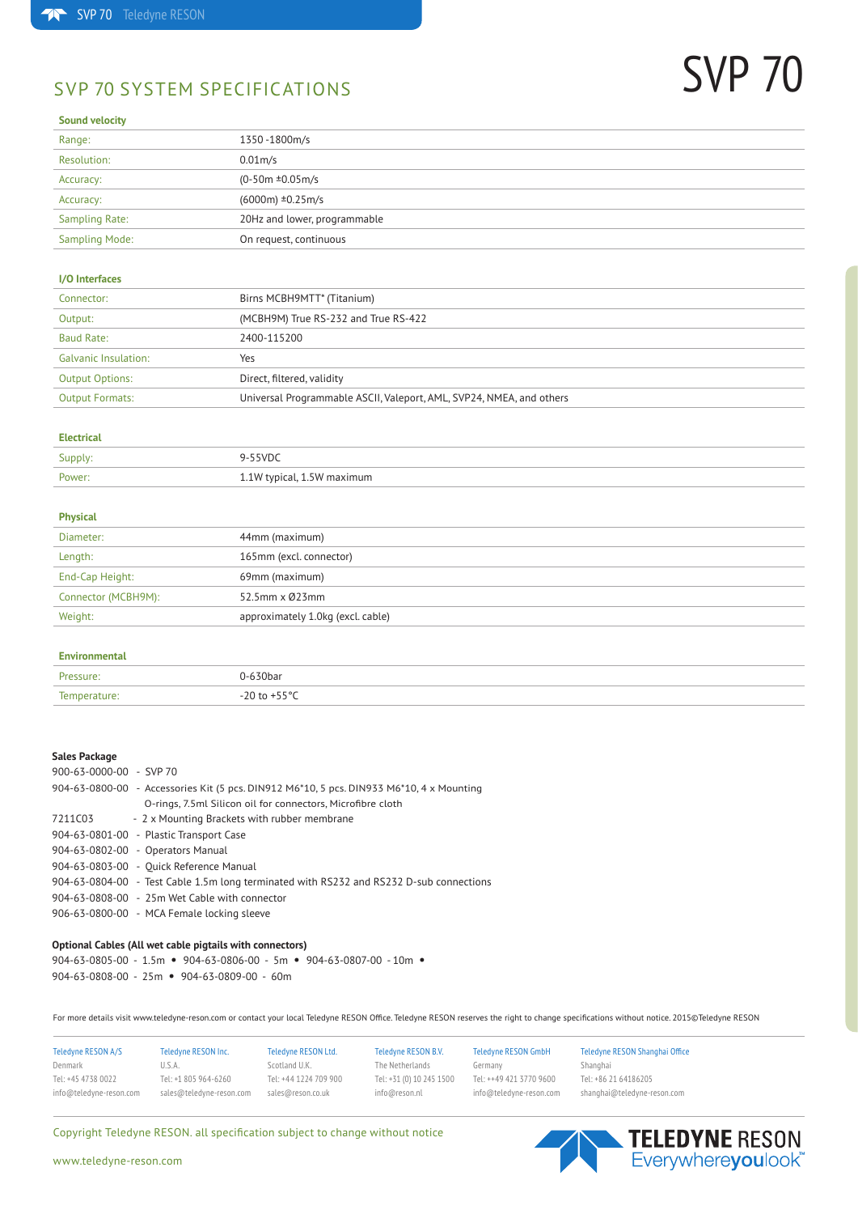# SVP 70

## SVP 70 SYSTEM SPECIFICATIONS

| Sound velocity | |
|---|---|
| Range: | 1350 -1800m/s |
| Resolution: | 0.01m/s |
| Accuracy: | (0-50m ±0.05m/s |
| Accuracy: | (6000m) ±0.25m/s |
| Sampling Rate: | 20Hz and lower, programmable |
| Sampling Mode: | On request, continuous |

| I/O Interfaces | |
|---|---|
| Connector: | Birns MCBH9MTT* (Titanium) |
| Output: | (MCBH9M) True RS-232 and True RS-422 |
| Baud Rate: | 2400-115200 |
| Galvanic Insulation: | Yes |
| Output Options: | Direct, filtered, validity |
| Output Formats: | Universal Programmable ASCII, Valeport, AML, SVP24, NMEA, and others |

| Electrical | |
|---|---|
| Supply: | 9-55VDC |
| Power: | 1.1W typical, 1.5W maximum |

| Physical | |
|---|---|
| Diameter: | 44mm (maximum) |
| Length: | 165mm (excl. connector) |
| End-Cap Height: | 69mm (maximum) |
| Connector (MCBH9M): | 52.5mm x Ø23mm |
| Weight: | approximately 1.0kg (excl. cable) |

| Environmental | |
|---|---|
| Pressure: | 0-630bar |
| Temperature: | -20 to +55°C |

**Sales Package**

900-63-0000-00 - SVP 70
904-63-0800-00 - Accessories Kit (5 pcs. DIN912 M6*10, 5 pcs. DIN933 M6*10, 4 x Mounting O-rings, 7.5ml Silicon oil for connectors, Microfibre cloth
7211C03 - 2 x Mounting Brackets with rubber membrane
904-63-0801-00 - Plastic Transport Case
904-63-0802-00 - Operators Manual
904-63-0803-00 - Quick Reference Manual
904-63-0804-00 - Test Cable 1.5m long terminated with RS232 and RS232 D-sub connections
904-63-0808-00 - 25m Wet Cable with connector
906-63-0800-00 - MCA Female locking sleeve

**Optional Cables (All wet cable pigtails with connectors)**

904-63-0805-00 - 1.5m • 904-63-0806-00 - 5m • 904-63-0807-00 - 10m •
904-63-0808-00 - 25m • 904-63-0809-00 - 60m

For more details visit www.teledyne-reson.com or contact your local Teledyne RESON Office. Teledyne RESON reserves the right to change specifications without notice. 2015©Teledyne RESON

Teledyne RESON A/S
Denmark
Tel: +45 4738 0022
info@teledyne-reson.com

Teledyne RESON Inc.
U.S.A.
Tel: +1 805 964-6260
sales@teledyne-reson.com

Teledyne RESON Ltd.
Scotland U.K.
Tel: +44 1224 709 900
sales@reson.co.uk

Teledyne RESON B.V.
The Netherlands
Tel: +31 (0) 10 245 1500
info@reson.nl

Teledyne RESON GmbH
Germany
Tel: ++49 421 3770 9600
info@teledyne-reson.com

Teledyne RESON Shanghai Office
Shanghai
Tel: +86 21 64186205
shanghai@teledyne-reson.com

Copyright Teledyne RESON. all specification subject to change without notice

www.teledyne-reson.com

TELEDYNE RESON
Everywhereyoulook™